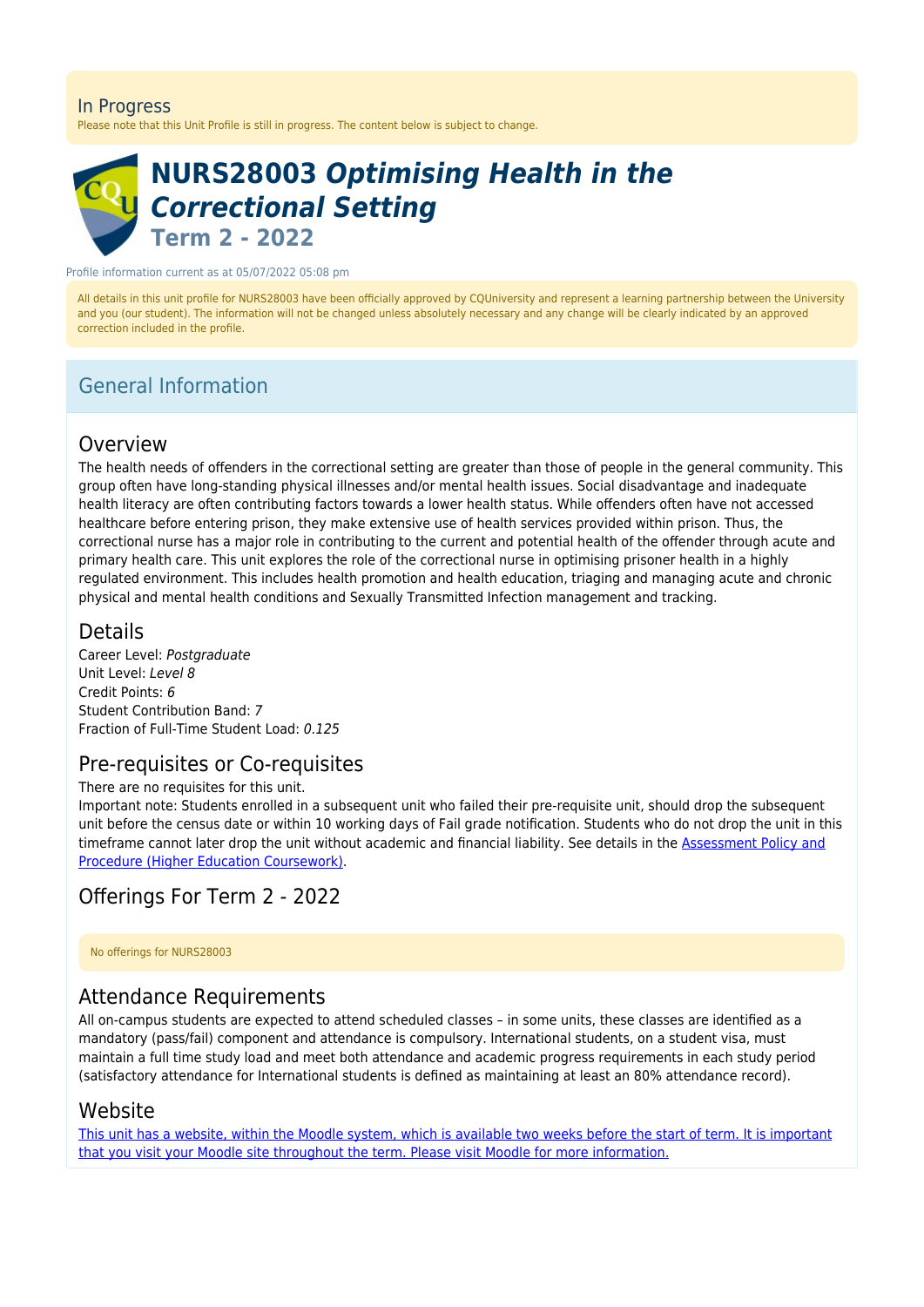In Progress

Please note that this Unit Profile is still in progress. The content below is subject to change.

# NURS28003 *Optimising Health in the Correctional Setting*

## Term 2 - 2022

Profile information current as at 05/07/2022 05:08 pm

All details in this unit profile for NURS28003 have been officially approved by CQUniversity and represent a learning partnership between the University and you (our student). The information will not be changed unless absolutely necessary and any change will be clearly indicated by an approved correction included in the profile.

## General Information

### Overview

The health needs of offenders in the correctional setting are greater than those of people in the general community. This group often have long-standing physical illnesses and/or mental health issues. Social disadvantage and inadequate health literacy are often contributing factors towards a lower health status. While offenders often have not accessed healthcare before entering prison, they make extensive use of health services provided within prison. Thus, the correctional nurse has a major role in contributing to the current and potential health of the offender through acute and primary health care. This unit explores the role of the correctional nurse in optimising prisoner health in a highly regulated environment. This includes health promotion and health education, triaging and managing acute and chronic physical and mental health conditions and Sexually Transmitted Infection management and tracking.

### Details

Career Level: *Postgraduate*
Unit Level: *Level 8*
Credit Points: *6*
Student Contribution Band: *7*
Fraction of Full-Time Student Load: *0.125*

### Pre-requisites or Co-requisites

There are no requisites for this unit.

Important note: Students enrolled in a subsequent unit who failed their pre-requisite unit, should drop the subsequent unit before the census date or within 10 working days of Fail grade notification. Students who do not drop the unit in this timeframe cannot later drop the unit without academic and financial liability. See details in the Assessment Policy and Procedure (Higher Education Coursework).

### Offerings For Term 2 - 2022

No offerings for NURS28003

### Attendance Requirements

All on-campus students are expected to attend scheduled classes – in some units, these classes are identified as a mandatory (pass/fail) component and attendance is compulsory. International students, on a student visa, must maintain a full time study load and meet both attendance and academic progress requirements in each study period (satisfactory attendance for International students is defined as maintaining at least an 80% attendance record).

### Website

This unit has a website, within the Moodle system, which is available two weeks before the start of term. It is important that you visit your Moodle site throughout the term. Please visit Moodle for more information.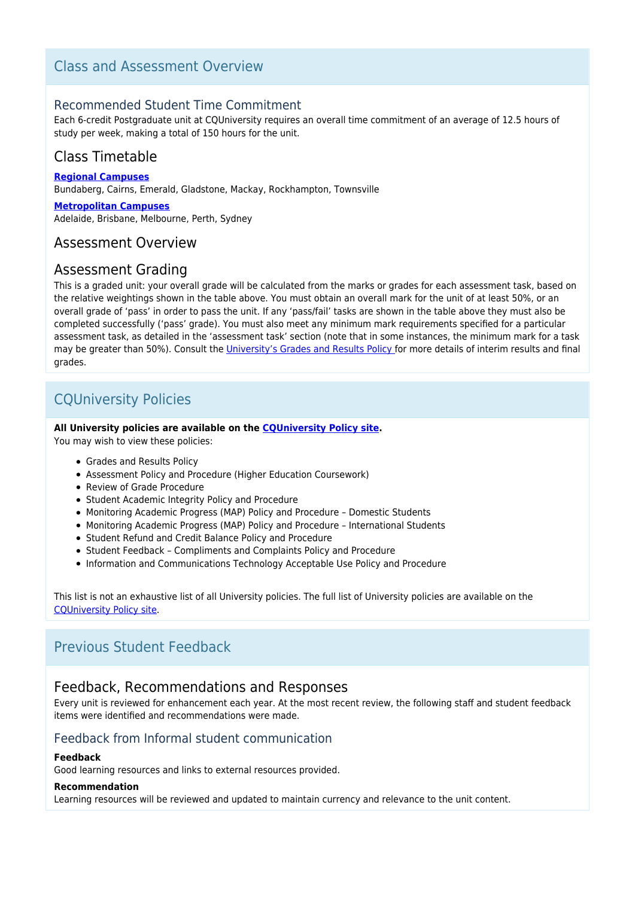## Class and Assessment Overview

### Recommended Student Time Commitment

Each 6-credit Postgraduate unit at CQUniversity requires an overall time commitment of an average of 12.5 hours of study per week, making a total of 150 hours for the unit.

### Class Timetable

**[Regional Campuses](#)**
Bundaberg, Cairns, Emerald, Gladstone, Mackay, Rockhampton, Townsville

**[Metropolitan Campuses](#)**
Adelaide, Brisbane, Melbourne, Perth, Sydney

### Assessment Overview

### Assessment Grading

This is a graded unit: your overall grade will be calculated from the marks or grades for each assessment task, based on the relative weightings shown in the table above. You must obtain an overall mark for the unit of at least 50%, or an overall grade of 'pass' in order to pass the unit. If any 'pass/fail' tasks are shown in the table above they must also be completed successfully ('pass' grade). You must also meet any minimum mark requirements specified for a particular assessment task, as detailed in the 'assessment task' section (note that in some instances, the minimum mark for a task may be greater than 50%). Consult the [University's Grades and Results Policy](#) for more details of interim results and final grades.

## CQUniversity Policies

**All University policies are available on the [CQUniversity Policy site](#).**
You may wish to view these policies:

- Grades and Results Policy
- Assessment Policy and Procedure (Higher Education Coursework)
- Review of Grade Procedure
- Student Academic Integrity Policy and Procedure
- Monitoring Academic Progress (MAP) Policy and Procedure – Domestic Students
- Monitoring Academic Progress (MAP) Policy and Procedure – International Students
- Student Refund and Credit Balance Policy and Procedure
- Student Feedback – Compliments and Complaints Policy and Procedure
- Information and Communications Technology Acceptable Use Policy and Procedure

This list is not an exhaustive list of all University policies. The full list of University policies are available on the [CQUniversity Policy site](#).

## Previous Student Feedback

### Feedback, Recommendations and Responses

Every unit is reviewed for enhancement each year. At the most recent review, the following staff and student feedback items were identified and recommendations were made.

#### Feedback from Informal student communication

**Feedback**
Good learning resources and links to external resources provided.

**Recommendation**
Learning resources will be reviewed and updated to maintain currency and relevance to the unit content.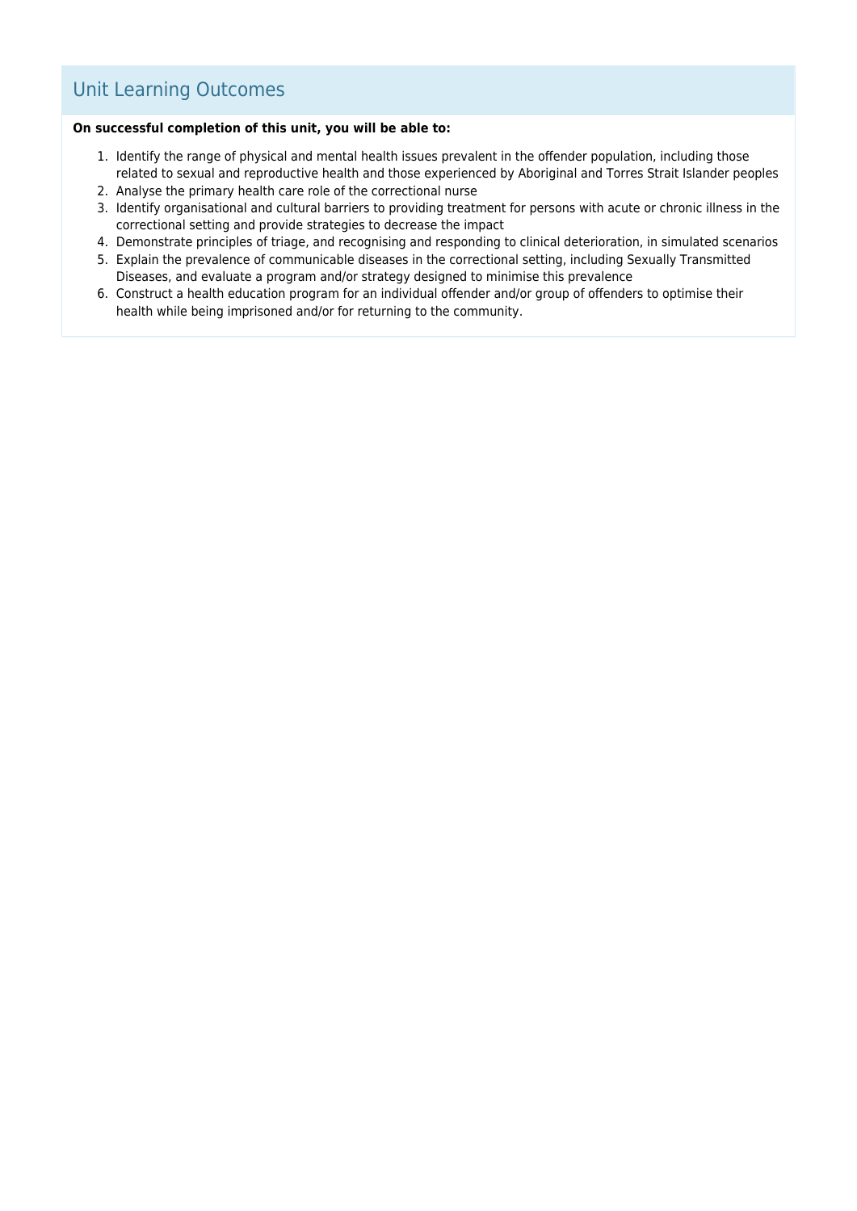## Unit Learning Outcomes

**On successful completion of this unit, you will be able to:**

1. Identify the range of physical and mental health issues prevalent in the offender population, including those related to sexual and reproductive health and those experienced by Aboriginal and Torres Strait Islander peoples
2. Analyse the primary health care role of the correctional nurse
3. Identify organisational and cultural barriers to providing treatment for persons with acute or chronic illness in the correctional setting and provide strategies to decrease the impact
4. Demonstrate principles of triage, and recognising and responding to clinical deterioration, in simulated scenarios
5. Explain the prevalence of communicable diseases in the correctional setting, including Sexually Transmitted Diseases, and evaluate a program and/or strategy designed to minimise this prevalence
6. Construct a health education program for an individual offender and/or group of offenders to optimise their health while being imprisoned and/or for returning to the community.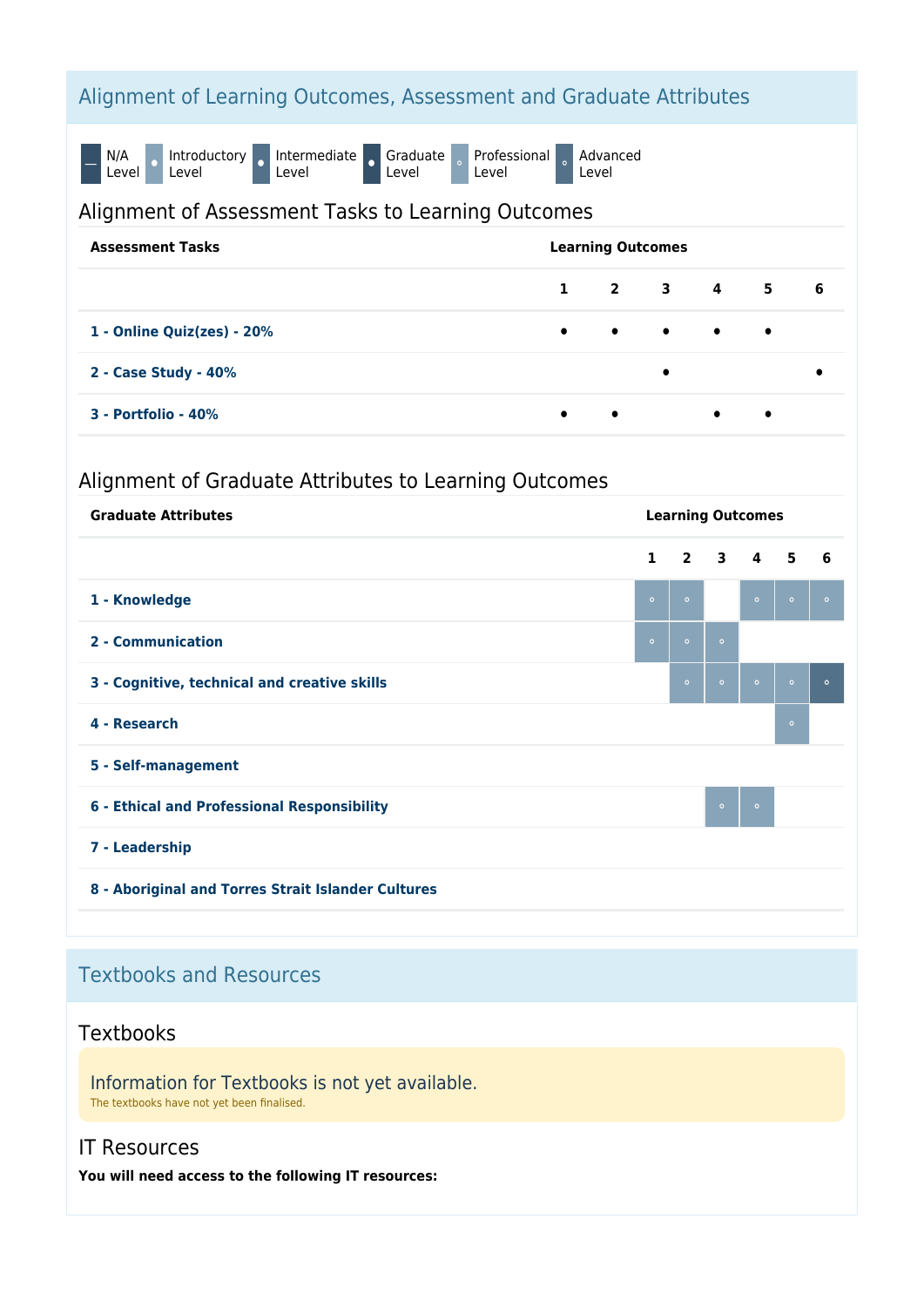## Alignment of Learning Outcomes, Assessment and Graduate Attributes

— N/A Level · Introductory Level · Intermediate Level · Graduate Level · Professional Level · Advanced Level

### Alignment of Assessment Tasks to Learning Outcomes

| Assessment Tasks | Learning Outcomes | | | | | |
|---|---|---|---|---|---|---|
| | 1 | 2 | 3 | 4 | 5 | 6 |
| 1 - Online Quiz(zes) - 20% | • | • | • | • | • | |
| 2 - Case Study - 40% | | | • | | | • |
| 3 - Portfolio - 40% | • | • | | • | • | |

### Alignment of Graduate Attributes to Learning Outcomes

| Graduate Attributes | Learning Outcomes | | | | | |
|---|---|---|---|---|---|---|
| | 1 | 2 | 3 | 4 | 5 | 6 |
| 1 - Knowledge | Professional | Professional | | Professional | Professional | Professional |
| 2 - Communication | Professional | Professional | Professional | | | |
| 3 - Cognitive, technical and creative skills | | Professional | Professional | Professional | Professional | Advanced |
| 4 - Research | | | | | Professional | |
| 5 - Self-management | | | | | | |
| 6 - Ethical and Professional Responsibility | | | Professional | Professional | | |
| 7 - Leadership | | | | | | |
| 8 - Aboriginal and Torres Strait Islander Cultures | | | | | | |

## Textbooks and Resources

### Textbooks

Information for Textbooks is not yet available.

The textbooks have not yet been finalised.

### IT Resources

**You will need access to the following IT resources:**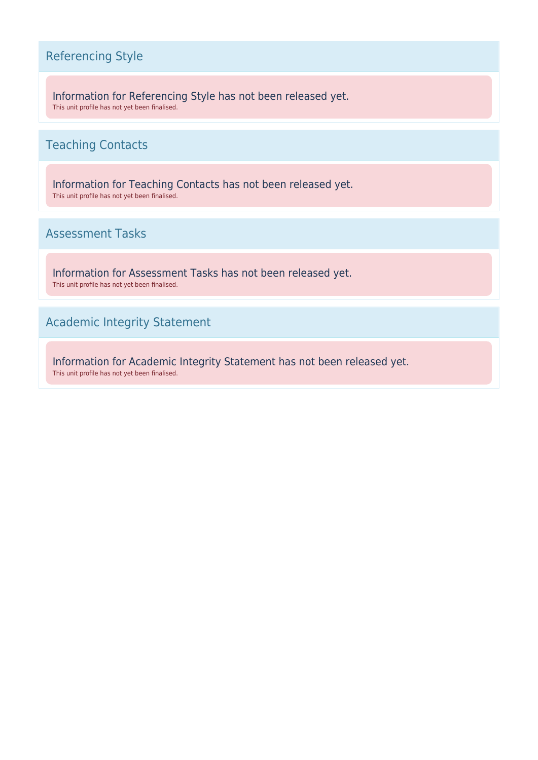## Referencing Style

Information for Referencing Style has not been released yet.

This unit profile has not yet been finalised.

## Teaching Contacts

Information for Teaching Contacts has not been released yet.

This unit profile has not yet been finalised.

## Assessment Tasks

Information for Assessment Tasks has not been released yet.

This unit profile has not yet been finalised.

## Academic Integrity Statement

Information for Academic Integrity Statement has not been released yet.

This unit profile has not yet been finalised.